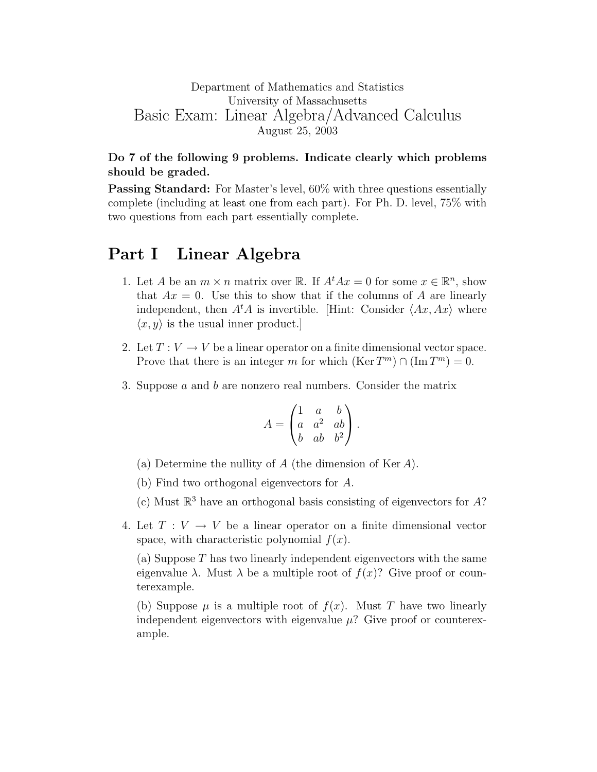Department of Mathematics and Statistics
University of Massachusetts

# Basic Exam: Linear Algebra/Advanced Calculus

August 25, 2003

**Do 7 of the following 9 problems. Indicate clearly which problems should be graded.**

**Passing Standard:** For Master's level, 60% with three questions essentially complete (including at least one from each part). For Ph. D. level, 75% with two questions from each part essentially complete.

# Part I Linear Algebra

1. Let $A$ be an $m \times n$ matrix over $\mathbb{R}$. If $A^t Ax = 0$ for some $x \in \mathbb{R}^n$, show that $Ax = 0$. Use this to show that if the columns of $A$ are linearly independent, then $A^t A$ is invertible. [Hint: Consider $\langle Ax, Ax \rangle$ where $\langle x, y \rangle$ is the usual inner product.]

2. Let $T : V \to V$ be a linear operator on a finite dimensional vector space. Prove that there is an integer $m$ for which $(\operatorname{Ker} T^m) \cap (\operatorname{Im} T^m) = 0$.

3. Suppose $a$ and $b$ are nonzero real numbers. Consider the matrix

$$A = \begin{pmatrix} 1 & a & b \\ a & a^2 & ab \\ b & ab & b^2 \end{pmatrix}.$$

   (a) Determine the nullity of $A$ (the dimension of $\operatorname{Ker} A$).

   (b) Find two orthogonal eigenvectors for $A$.

   (c) Must $\mathbb{R}^3$ have an orthogonal basis consisting of eigenvectors for $A$?

4. Let $T : V \to V$ be a linear operator on a finite dimensional vector space, with characteristic polynomial $f(x)$.

   (a) Suppose $T$ has two linearly independent eigenvectors with the same eigenvalue $\lambda$. Must $\lambda$ be a multiple root of $f(x)$? Give proof or counterexample.

   (b) Suppose $\mu$ is a multiple root of $f(x)$. Must $T$ have two linearly independent eigenvectors with eigenvalue $\mu$? Give proof or counterexample.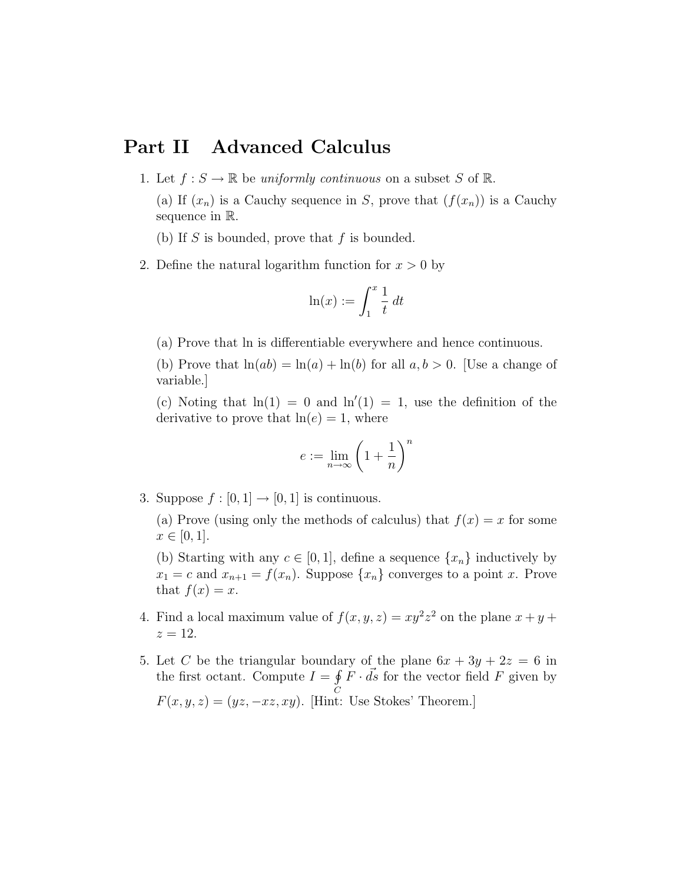# Part II Advanced Calculus

1. Let $f : S \to \mathbb{R}$ be *uniformly continuous* on a subset $S$ of $\mathbb{R}$.

   (a) If $(x_n)$ is a Cauchy sequence in $S$, prove that $(f(x_n))$ is a Cauchy sequence in $\mathbb{R}$.

   (b) If $S$ is bounded, prove that $f$ is bounded.

2. Define the natural logarithm function for $x > 0$ by

$$\ln(x) := \int_1^x \frac{1}{t}\, dt$$

   (a) Prove that ln is differentiable everywhere and hence continuous.

   (b) Prove that $\ln(ab) = \ln(a) + \ln(b)$ for all $a, b > 0$. [Use a change of variable.]

   (c) Noting that $\ln(1) = 0$ and $\ln'(1) = 1$, use the definition of the derivative to prove that $\ln(e) = 1$, where

$$e := \lim_{n\to\infty} \left(1 + \frac{1}{n}\right)^n$$

3. Suppose $f : [0, 1] \to [0, 1]$ is continuous.

   (a) Prove (using only the methods of calculus) that $f(x) = x$ for some $x \in [0, 1]$.

   (b) Starting with any $c \in [0, 1]$, define a sequence $\{x_n\}$ inductively by $x_1 = c$ and $x_{n+1} = f(x_n)$. Suppose $\{x_n\}$ converges to a point $x$. Prove that $f(x) = x$.

4. Find a local maximum value of $f(x, y, z) = xy^2z^2$ on the plane $x + y + z = 12$.

5. Let $C$ be the triangular boundary of the plane $6x + 3y + 2z = 6$ in the first octant. Compute $I = \oint_C F \cdot \vec{ds}$ for the vector field $F$ given by $F(x, y, z) = (yz, -xz, xy)$. [Hint: Use Stokes' Theorem.]